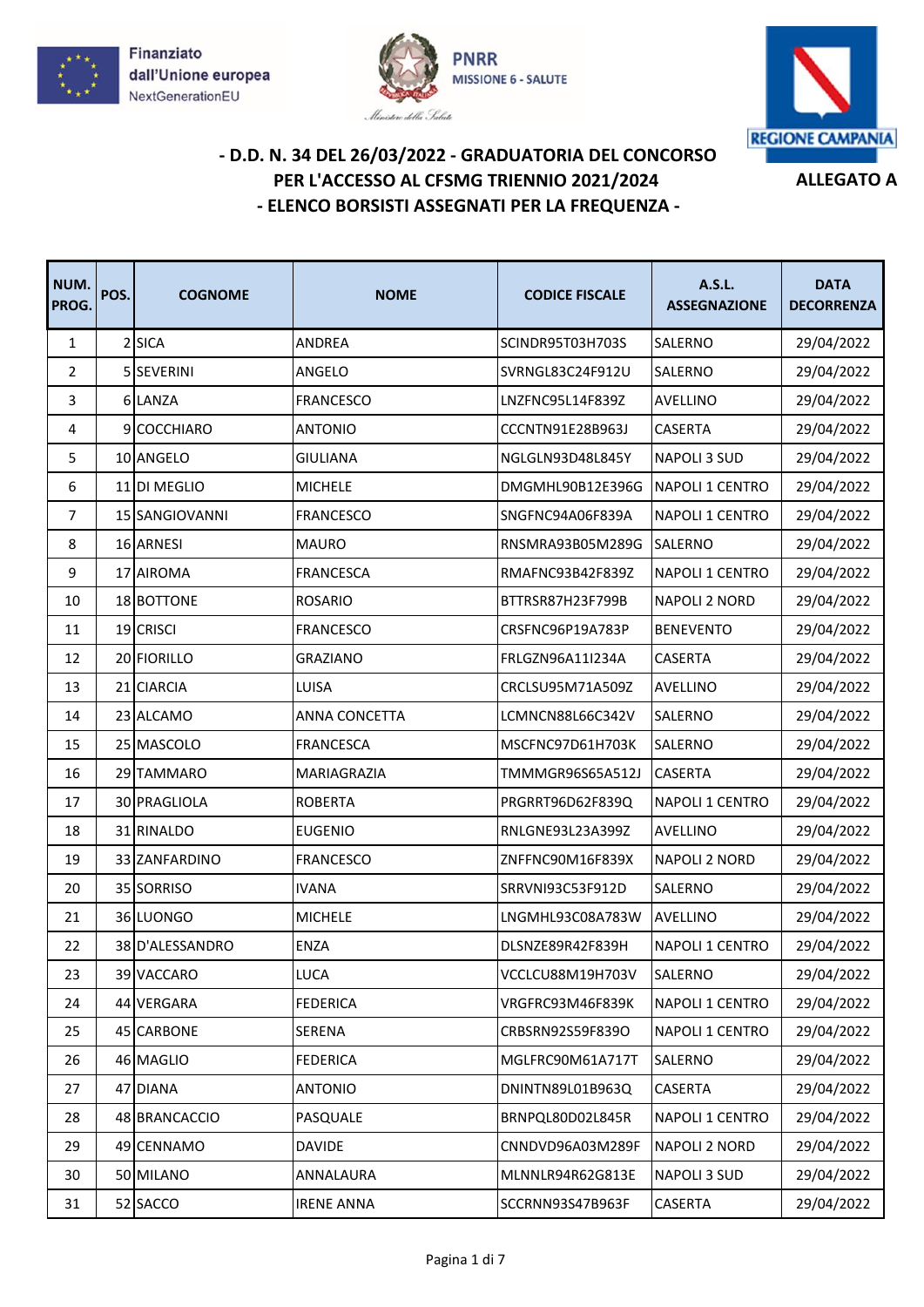Finanziato dall'Unione europea NextGenerationEU

PNRR MISSIONE 6 - SALUTE

REGIONE CAMPANIA

# - D.D. N. 34 DEL 26/03/2022 - GRADUATORIA DEL CONCORSO PER L'ACCESSO AL CFSMG TRIENNIO 2021/2024 - ELENCO BORSISTI ASSEGNATI PER LA FREQUENZA -

**ALLEGATO A**

| NUM. PROG. | POS. | COGNOME | NOME | CODICE FISCALE | A.S.L. ASSEGNAZIONE | DATA DECORRENZA |
|---|---|---|---|---|---|---|
| 1 | 2 | SICA | ANDREA | SCINDR95T03H703S | SALERNO | 29/04/2022 |
| 2 | 5 | SEVERINI | ANGELO | SVRNGL83C24F912U | SALERNO | 29/04/2022 |
| 3 | 6 | LANZA | FRANCESCO | LNZFNC95L14F839Z | AVELLINO | 29/04/2022 |
| 4 | 9 | COCCHIARO | ANTONIO | CCCNTN91E28B963J | CASERTA | 29/04/2022 |
| 5 | 10 | ANGELO | GIULIANA | NGLGLN93D48L845Y | NAPOLI 3 SUD | 29/04/2022 |
| 6 | 11 | DI MEGLIO | MICHELE | DMGMHL90B12E396G | NAPOLI 1 CENTRO | 29/04/2022 |
| 7 | 15 | SANGIOVANNI | FRANCESCO | SNGFNC94A06F839A | NAPOLI 1 CENTRO | 29/04/2022 |
| 8 | 16 | ARNESI | MAURO | RNSMRA93B05M289G | SALERNO | 29/04/2022 |
| 9 | 17 | AIROMA | FRANCESCA | RMAFNC93B42F839Z | NAPOLI 1 CENTRO | 29/04/2022 |
| 10 | 18 | BOTTONE | ROSARIO | BTTRSR87H23F799B | NAPOLI 2 NORD | 29/04/2022 |
| 11 | 19 | CRISCI | FRANCESCO | CRSFNC96P19A783P | BENEVENTO | 29/04/2022 |
| 12 | 20 | FIORILLO | GRAZIANO | FRLGZN96A11I234A | CASERTA | 29/04/2022 |
| 13 | 21 | CIARCIA | LUISA | CRCLSU95M71A509Z | AVELLINO | 29/04/2022 |
| 14 | 23 | ALCAMO | ANNA CONCETTA | LCMNCN88L66C342V | SALERNO | 29/04/2022 |
| 15 | 25 | MASCOLO | FRANCESCA | MSCFNC97D61H703K | SALERNO | 29/04/2022 |
| 16 | 29 | TAMMARO | MARIAGRAZIA | TMMMGR96S65A512J | CASERTA | 29/04/2022 |
| 17 | 30 | PRAGLIOLA | ROBERTA | PRGRRT96D62F839Q | NAPOLI 1 CENTRO | 29/04/2022 |
| 18 | 31 | RINALDO | EUGENIO | RNLGNE93L23A399Z | AVELLINO | 29/04/2022 |
| 19 | 33 | ZANFARDINO | FRANCESCO | ZNFFNC90M16F839X | NAPOLI 2 NORD | 29/04/2022 |
| 20 | 35 | SORRISO | IVANA | SRRVNI93C53F912D | SALERNO | 29/04/2022 |
| 21 | 36 | LUONGO | MICHELE | LNGMHL93C08A783W | AVELLINO | 29/04/2022 |
| 22 | 38 | D'ALESSANDRO | ENZA | DLSNZE89R42F839H | NAPOLI 1 CENTRO | 29/04/2022 |
| 23 | 39 | VACCARO | LUCA | VCCLCU88M19H703V | SALERNO | 29/04/2022 |
| 24 | 44 | VERGARA | FEDERICA | VRGFRC93M46F839K | NAPOLI 1 CENTRO | 29/04/2022 |
| 25 | 45 | CARBONE | SERENA | CRBSRN92S59F839O | NAPOLI 1 CENTRO | 29/04/2022 |
| 26 | 46 | MAGLIO | FEDERICA | MGLFRC90M61A717T | SALERNO | 29/04/2022 |
| 27 | 47 | DIANA | ANTONIO | DNINTN89L01B963Q | CASERTA | 29/04/2022 |
| 28 | 48 | BRANCACCIO | PASQUALE | BRNPQL80D02L845R | NAPOLI 1 CENTRO | 29/04/2022 |
| 29 | 49 | CENNAMO | DAVIDE | CNNDVD96A03M289F | NAPOLI 2 NORD | 29/04/2022 |
| 30 | 50 | MILANO | ANNALAURA | MLNNLR94R62G813E | NAPOLI 3 SUD | 29/04/2022 |
| 31 | 52 | SACCO | IRENE ANNA | SCCRNN93S47B963F | CASERTA | 29/04/2022 |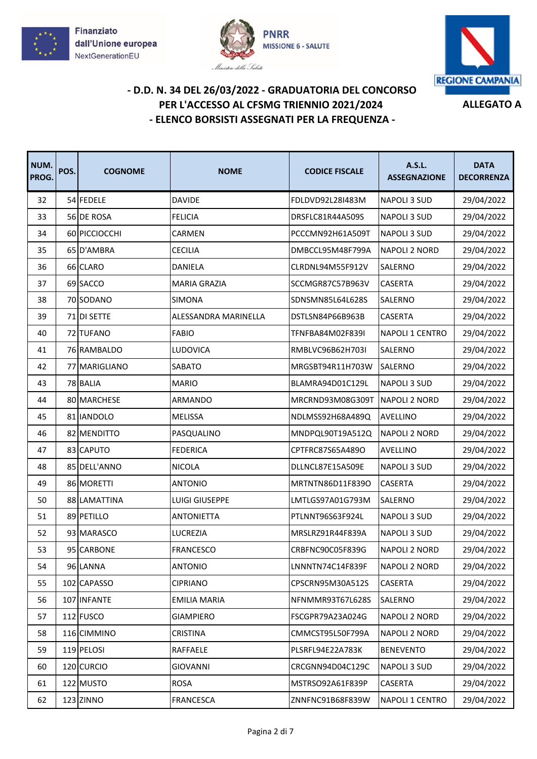Finanziato dall'Unione europea NextGenerationEU

PNRR MISSIONE 6 - SALUTE

REGIONE CAMPANIA

**ALLEGATO A**

## - D.D. N. 34 DEL 26/03/2022 - GRADUATORIA DEL CONCORSO PER L'ACCESSO AL CFSMG TRIENNIO 2021/2024 - ELENCO BORSISTI ASSEGNATI PER LA FREQUENZA -

| NUM. PROG. | POS. | COGNOME | NOME | CODICE FISCALE | A.S.L. ASSEGNAZIONE | DATA DECORRENZA |
|---|---|---|---|---|---|---|
| 32 | 54 | FEDELE | DAVIDE | FDLDVD92L28I483M | NAPOLI 3 SUD | 29/04/2022 |
| 33 | 56 | DE ROSA | FELICIA | DRSFLC81R44A509S | NAPOLI 3 SUD | 29/04/2022 |
| 34 | 60 | PICCIOCCHI | CARMEN | PCCCMN92H61A509T | NAPOLI 3 SUD | 29/04/2022 |
| 35 | 65 | D'AMBRA | CECILIA | DMBCCL95M48F799A | NAPOLI 2 NORD | 29/04/2022 |
| 36 | 66 | CLARO | DANIELA | CLRDNL94M55F912V | SALERNO | 29/04/2022 |
| 37 | 69 | SACCO | MARIA GRAZIA | SCCMGR87C57B963V | CASERTA | 29/04/2022 |
| 38 | 70 | SODANO | SIMONA | SDNSMN85L64L628S | SALERNO | 29/04/2022 |
| 39 | 71 | DI SETTE | ALESSANDRA MARINELLA | DSTLSN84P66B963B | CASERTA | 29/04/2022 |
| 40 | 72 | TUFANO | FABIO | TFNFBA84M02F839I | NAPOLI 1 CENTRO | 29/04/2022 |
| 41 | 76 | RAMBALDO | LUDOVICA | RMBLVC96B62H703I | SALERNO | 29/04/2022 |
| 42 | 77 | MARIGLIANO | SABATO | MRGSBT94R11H703W | SALERNO | 29/04/2022 |
| 43 | 78 | BALIA | MARIO | BLAMRA94D01C129L | NAPOLI 3 SUD | 29/04/2022 |
| 44 | 80 | MARCHESE | ARMANDO | MRCRND93M08G309T | NAPOLI 2 NORD | 29/04/2022 |
| 45 | 81 | IANDOLO | MELISSA | NDLMSS92H68A489Q | AVELLINO | 29/04/2022 |
| 46 | 82 | MENDITTO | PASQUALINO | MNDPQL90T19A512Q | NAPOLI 2 NORD | 29/04/2022 |
| 47 | 83 | CAPUTO | FEDERICA | CPTFRC87S65A489O | AVELLINO | 29/04/2022 |
| 48 | 85 | DELL'ANNO | NICOLA | DLLNCL87E15A509E | NAPOLI 3 SUD | 29/04/2022 |
| 49 | 86 | MORETTI | ANTONIO | MRTNTN86D11F839O | CASERTA | 29/04/2022 |
| 50 | 88 | LAMATTINA | LUIGI GIUSEPPE | LMTLGS97A01G793M | SALERNO | 29/04/2022 |
| 51 | 89 | PETILLO | ANTONIETTA | PTLNNT96S63F924L | NAPOLI 3 SUD | 29/04/2022 |
| 52 | 93 | MARASCO | LUCREZIA | MRSLRZ91R44F839A | NAPOLI 3 SUD | 29/04/2022 |
| 53 | 95 | CARBONE | FRANCESCO | CRBFNC90C05F839G | NAPOLI 2 NORD | 29/04/2022 |
| 54 | 96 | LANNA | ANTONIO | LNNNTN74C14F839F | NAPOLI 2 NORD | 29/04/2022 |
| 55 | 102 | CAPASSO | CIPRIANO | CPSCRN95M30A512S | CASERTA | 29/04/2022 |
| 56 | 107 | INFANTE | EMILIA MARIA | NFNMMR93T67L628S | SALERNO | 29/04/2022 |
| 57 | 112 | FUSCO | GIAMPIERO | FSCGPR79A23A024G | NAPOLI 2 NORD | 29/04/2022 |
| 58 | 116 | CIMMINO | CRISTINA | CMMCST95L50F799A | NAPOLI 2 NORD | 29/04/2022 |
| 59 | 119 | PELOSI | RAFFAELE | PLSRFL94E22A783K | BENEVENTO | 29/04/2022 |
| 60 | 120 | CURCIO | GIOVANNI | CRCGNN94D04C129C | NAPOLI 3 SUD | 29/04/2022 |
| 61 | 122 | MUSTO | ROSA | MSTRSO92A61F839P | CASERTA | 29/04/2022 |
| 62 | 123 | ZINNO | FRANCESCA | ZNNFNC91B68F839W | NAPOLI 1 CENTRO | 29/04/2022 |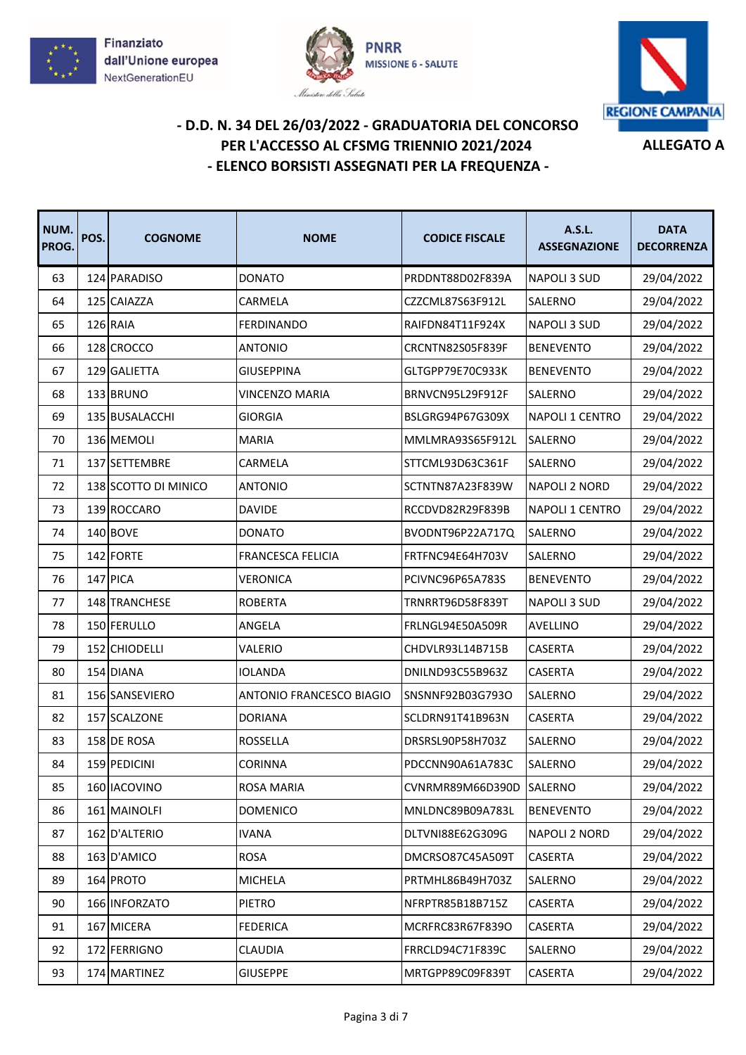Finanziato dall'Unione europea
NextGenerationEU

PNRR
MISSIONE 6 - SALUTE

REGIONE CAMPANIA

## - D.D. N. 34 DEL 26/03/2022 - GRADUATORIA DEL CONCORSO PER L'ACCESSO AL CFSMG TRIENNIO 2021/2024 - ELENCO BORSISTI ASSEGNATI PER LA FREQUENZA -

**ALLEGATO A**

| NUM. PROG. | POS. | COGNOME | NOME | CODICE FISCALE | A.S.L. ASSEGNAZIONE | DATA DECORRENZA |
|---|---|---|---|---|---|---|
| 63 | 124 | PARADISO | DONATO | PRDDNT88D02F839A | NAPOLI 3 SUD | 29/04/2022 |
| 64 | 125 | CAIAZZA | CARMELA | CZZCML87S63F912L | SALERNO | 29/04/2022 |
| 65 | 126 | RAIA | FERDINANDO | RAIFDN84T11F924X | NAPOLI 3 SUD | 29/04/2022 |
| 66 | 128 | CROCCO | ANTONIO | CRCNTN82S05F839F | BENEVENTO | 29/04/2022 |
| 67 | 129 | GALIETTA | GIUSEPPINA | GLTGPP79E70C933K | BENEVENTO | 29/04/2022 |
| 68 | 133 | BRUNO | VINCENZO MARIA | BRNVCN95L29F912F | SALERNO | 29/04/2022 |
| 69 | 135 | BUSALACCHI | GIORGIA | BSLGRG94P67G309X | NAPOLI 1 CENTRO | 29/04/2022 |
| 70 | 136 | MEMOLI | MARIA | MMLMRA93S65F912L | SALERNO | 29/04/2022 |
| 71 | 137 | SETTEMBRE | CARMELA | STTCML93D63C361F | SALERNO | 29/04/2022 |
| 72 | 138 | SCOTTO DI MINICO | ANTONIO | SCTNTN87A23F839W | NAPOLI 2 NORD | 29/04/2022 |
| 73 | 139 | ROCCARO | DAVIDE | RCCDVD82R29F839B | NAPOLI 1 CENTRO | 29/04/2022 |
| 74 | 140 | BOVE | DONATO | BVODNT96P22A717Q | SALERNO | 29/04/2022 |
| 75 | 142 | FORTE | FRANCESCA FELICIA | FRTFNC94E64H703V | SALERNO | 29/04/2022 |
| 76 | 147 | PICA | VERONICA | PCIVNC96P65A783S | BENEVENTO | 29/04/2022 |
| 77 | 148 | TRANCHESE | ROBERTA | TRNRRT96D58F839T | NAPOLI 3 SUD | 29/04/2022 |
| 78 | 150 | FERULLO | ANGELA | FRLNGL94E50A509R | AVELLINO | 29/04/2022 |
| 79 | 152 | CHIODELLI | VALERIO | CHDVLR93L14B715B | CASERTA | 29/04/2022 |
| 80 | 154 | DIANA | IOLANDA | DNILND93C55B963Z | CASERTA | 29/04/2022 |
| 81 | 156 | SANSEVIERO | ANTONIO FRANCESCO BIAGIO | SNSNNF92B03G793O | SALERNO | 29/04/2022 |
| 82 | 157 | SCALZONE | DORIANA | SCLDRN91T41B963N | CASERTA | 29/04/2022 |
| 83 | 158 | DE ROSA | ROSSELLA | DRSRSL90P58H703Z | SALERNO | 29/04/2022 |
| 84 | 159 | PEDICINI | CORINNA | PDCCNN90A61A783C | SALERNO | 29/04/2022 |
| 85 | 160 | IACOVINO | ROSA MARIA | CVNRMR89M66D390D | SALERNO | 29/04/2022 |
| 86 | 161 | MAINOLFI | DOMENICO | MNLDNC89B09A783L | BENEVENTO | 29/04/2022 |
| 87 | 162 | D'ALTERIO | IVANA | DLTVNI88E62G309G | NAPOLI 2 NORD | 29/04/2022 |
| 88 | 163 | D'AMICO | ROSA | DMCRSO87C45A509T | CASERTA | 29/04/2022 |
| 89 | 164 | PROTO | MICHELA | PRTMHL86B49H703Z | SALERNO | 29/04/2022 |
| 90 | 166 | INFORZATO | PIETRO | NFRPTR85B18B715Z | CASERTA | 29/04/2022 |
| 91 | 167 | MICERA | FEDERICA | MCRFRC83R67F839O | CASERTA | 29/04/2022 |
| 92 | 172 | FERRIGNO | CLAUDIA | FRRCLD94C71F839C | SALERNO | 29/04/2022 |
| 93 | 174 | MARTINEZ | GIUSEPPE | MRTGPP89C09F839T | CASERTA | 29/04/2022 |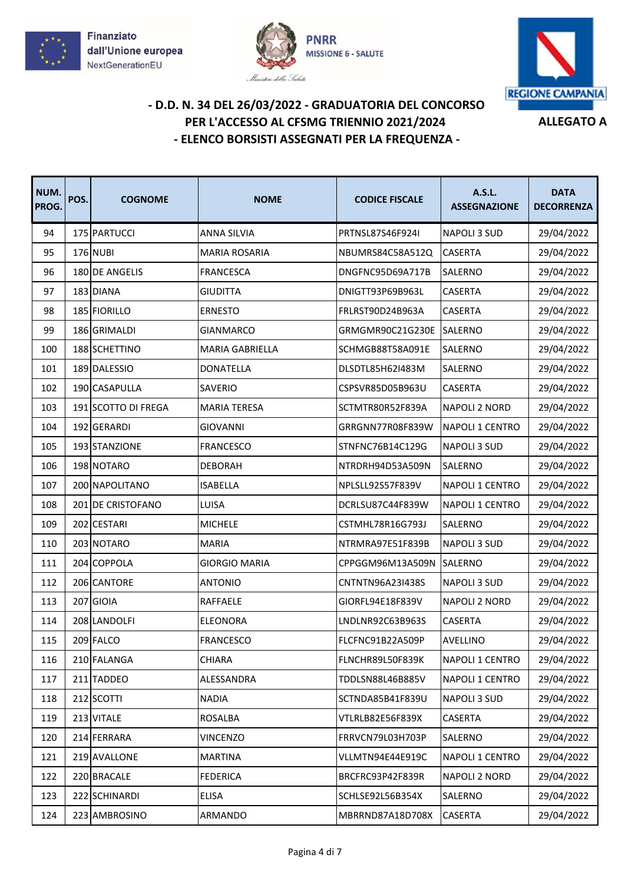Finanziato dall'Unione europea NextGenerationEU

PNRR MISSIONE 6 - SALUTE

REGIONE CAMPANIA

## - D.D. N. 34 DEL 26/03/2022 - GRADUATORIA DEL CONCORSO PER L'ACCESSO AL CFSMG TRIENNIO 2021/2024 - ELENCO BORSISTI ASSEGNATI PER LA FREQUENZA -

**ALLEGATO A**

| NUM. PROG. | POS. | COGNOME | NOME | CODICE FISCALE | A.S.L. ASSEGNAZIONE | DATA DECORRENZA |
|---|---|---|---|---|---|---|
| 94 | 175 | PARTUCCI | ANNA SILVIA | PRTNSL87S46F924I | NAPOLI 3 SUD | 29/04/2022 |
| 95 | 176 | NUBI | MARIA ROSARIA | NBUMRS84C58A512Q | CASERTA | 29/04/2022 |
| 96 | 180 | DE ANGELIS | FRANCESCA | DNGFNC95D69A717B | SALERNO | 29/04/2022 |
| 97 | 183 | DIANA | GIUDITTA | DNIGTT93P69B963L | CASERTA | 29/04/2022 |
| 98 | 185 | FIORILLO | ERNESTO | FRLRST90D24B963A | CASERTA | 29/04/2022 |
| 99 | 186 | GRIMALDI | GIANMARCO | GRMGMR90C21G230E | SALERNO | 29/04/2022 |
| 100 | 188 | SCHETTINO | MARIA GABRIELLA | SCHMGB88T58A091E | SALERNO | 29/04/2022 |
| 101 | 189 | DALESSIO | DONATELLA | DLSDTL85H62I483M | SALERNO | 29/04/2022 |
| 102 | 190 | CASAPULLA | SAVERIO | CSPSVR85D05B963U | CASERTA | 29/04/2022 |
| 103 | 191 | SCOTTO DI FREGA | MARIA TERESA | SCTMTR80R52F839A | NAPOLI 2 NORD | 29/04/2022 |
| 104 | 192 | GERARDI | GIOVANNI | GRRGNN77R08F839W | NAPOLI 1 CENTRO | 29/04/2022 |
| 105 | 193 | STANZIONE | FRANCESCO | STNFNC76B14C129G | NAPOLI 3 SUD | 29/04/2022 |
| 106 | 198 | NOTARO | DEBORAH | NTRDRH94D53A509N | SALERNO | 29/04/2022 |
| 107 | 200 | NAPOLITANO | ISABELLA | NPLSLL92S57F839V | NAPOLI 1 CENTRO | 29/04/2022 |
| 108 | 201 | DE CRISTOFANO | LUISA | DCRLSU87C44F839W | NAPOLI 1 CENTRO | 29/04/2022 |
| 109 | 202 | CESTARI | MICHELE | CSTMHL78R16G793J | SALERNO | 29/04/2022 |
| 110 | 203 | NOTARO | MARIA | NTRMRA97E51F839B | NAPOLI 3 SUD | 29/04/2022 |
| 111 | 204 | COPPOLA | GIORGIO MARIA | CPPGGM96M13A509N | SALERNO | 29/04/2022 |
| 112 | 206 | CANTORE | ANTONIO | CNTNTN96A23I438S | NAPOLI 3 SUD | 29/04/2022 |
| 113 | 207 | GIOIA | RAFFAELE | GIORFL94E18F839V | NAPOLI 2 NORD | 29/04/2022 |
| 114 | 208 | LANDOLFI | ELEONORA | LNDLNR92C63B963S | CASERTA | 29/04/2022 |
| 115 | 209 | FALCO | FRANCESCO | FLCFNC91B22A509P | AVELLINO | 29/04/2022 |
| 116 | 210 | FALANGA | CHIARA | FLNCHR89L50F839K | NAPOLI 1 CENTRO | 29/04/2022 |
| 117 | 211 | TADDEO | ALESSANDRA | TDDLSN88L46B885V | NAPOLI 1 CENTRO | 29/04/2022 |
| 118 | 212 | SCOTTI | NADIA | SCTNDA85B41F839U | NAPOLI 3 SUD | 29/04/2022 |
| 119 | 213 | VITALE | ROSALBA | VTLRLB82E56F839X | CASERTA | 29/04/2022 |
| 120 | 214 | FERRARA | VINCENZO | FRRVCN79L03H703P | SALERNO | 29/04/2022 |
| 121 | 219 | AVALLONE | MARTINA | VLLMTN94E44E919C | NAPOLI 1 CENTRO | 29/04/2022 |
| 122 | 220 | BRACALE | FEDERICA | BRCFRC93P42F839R | NAPOLI 2 NORD | 29/04/2022 |
| 123 | 222 | SCHINARDI | ELISA | SCHLSE92L56B354X | SALERNO | 29/04/2022 |
| 124 | 223 | AMBROSINO | ARMANDO | MBRRND87A18D708X | CASERTA | 29/04/2022 |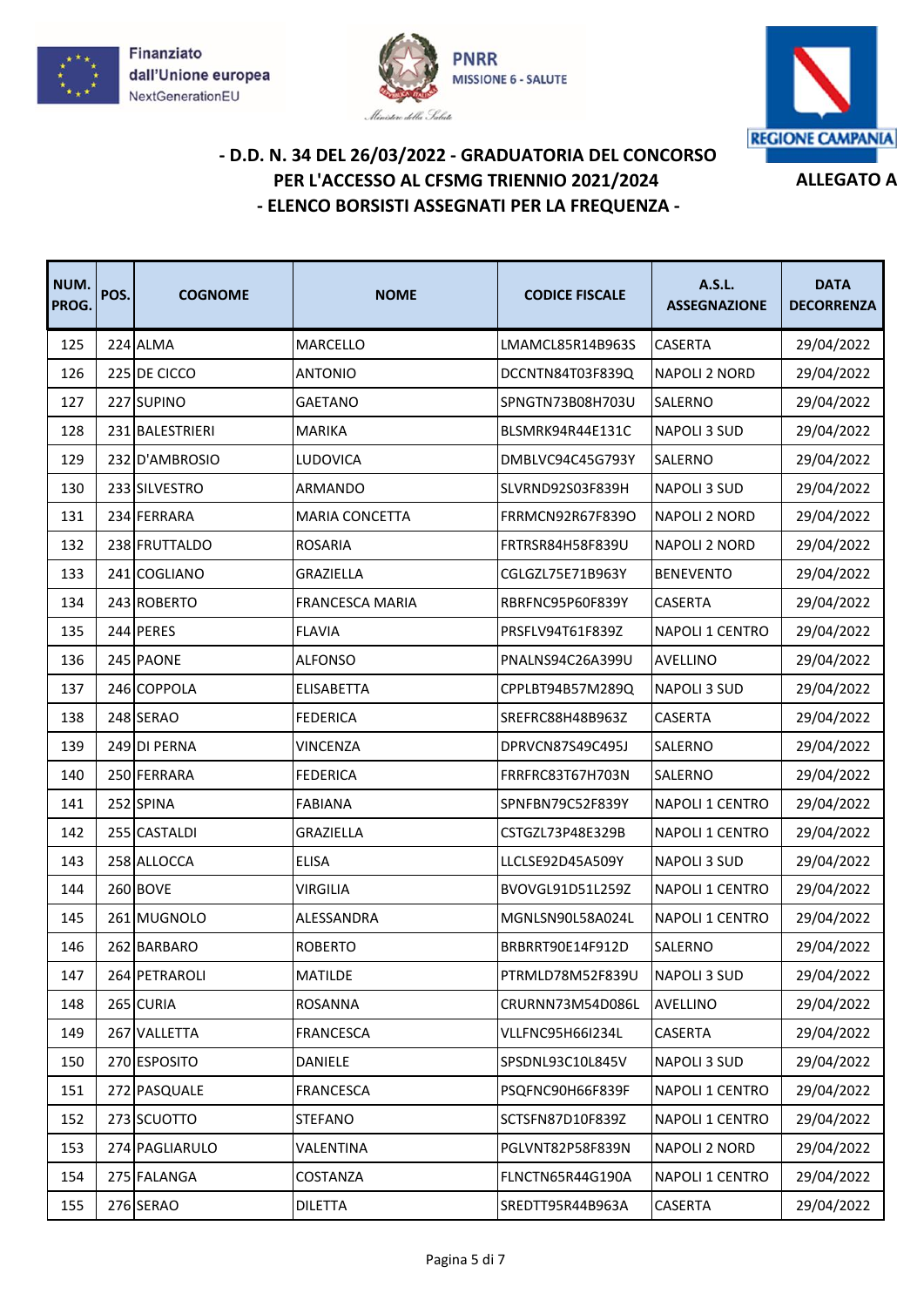Finanziato dall'Unione europea NextGenerationEU

PNRR MISSIONE 6 - SALUTE

REGIONE CAMPANIA

## - D.D. N. 34 DEL 26/03/2022 - GRADUATORIA DEL CONCORSO PER L'ACCESSO AL CFSMG TRIENNIO 2021/2024 - ELENCO BORSISTI ASSEGNATI PER LA FREQUENZA -

**ALLEGATO A**

| NUM. PROG. | POS. | COGNOME | NOME | CODICE FISCALE | A.S.L. ASSEGNAZIONE | DATA DECORRENZA |
|---|---|---|---|---|---|---|
| 125 | 224 | ALMA | MARCELLO | LMAMCL85R14B963S | CASERTA | 29/04/2022 |
| 126 | 225 | DE CICCO | ANTONIO | DCCNTN84T03F839Q | NAPOLI 2 NORD | 29/04/2022 |
| 127 | 227 | SUPINO | GAETANO | SPNGTN73B08H703U | SALERNO | 29/04/2022 |
| 128 | 231 | BALESTRIERI | MARIKA | BLSMRK94R44E131C | NAPOLI 3 SUD | 29/04/2022 |
| 129 | 232 | D'AMBROSIO | LUDOVICA | DMBLVC94C45G793Y | SALERNO | 29/04/2022 |
| 130 | 233 | SILVESTRO | ARMANDO | SLVRND92S03F839H | NAPOLI 3 SUD | 29/04/2022 |
| 131 | 234 | FERRARA | MARIA CONCETTA | FRRMCN92R67F839O | NAPOLI 2 NORD | 29/04/2022 |
| 132 | 238 | FRUTTALDO | ROSARIA | FRTRSR84H58F839U | NAPOLI 2 NORD | 29/04/2022 |
| 133 | 241 | COGLIANO | GRAZIELLA | CGLGZL75E71B963Y | BENEVENTO | 29/04/2022 |
| 134 | 243 | ROBERTO | FRANCESCA MARIA | RBRFNC95P60F839Y | CASERTA | 29/04/2022 |
| 135 | 244 | PERES | FLAVIA | PRSFLV94T61F839Z | NAPOLI 1 CENTRO | 29/04/2022 |
| 136 | 245 | PAONE | ALFONSO | PNALNS94C26A399U | AVELLINO | 29/04/2022 |
| 137 | 246 | COPPOLA | ELISABETTA | CPPLBT94B57M289Q | NAPOLI 3 SUD | 29/04/2022 |
| 138 | 248 | SERAO | FEDERICA | SREFRC88H48B963Z | CASERTA | 29/04/2022 |
| 139 | 249 | DI PERNA | VINCENZA | DPRVCN87S49C495J | SALERNO | 29/04/2022 |
| 140 | 250 | FERRARA | FEDERICA | FRRFRC83T67H703N | SALERNO | 29/04/2022 |
| 141 | 252 | SPINA | FABIANA | SPNFBN79C52F839Y | NAPOLI 1 CENTRO | 29/04/2022 |
| 142 | 255 | CASTALDI | GRAZIELLA | CSTGZL73P48E329B | NAPOLI 1 CENTRO | 29/04/2022 |
| 143 | 258 | ALLOCCA | ELISA | LLCLSE92D45A509Y | NAPOLI 3 SUD | 29/04/2022 |
| 144 | 260 | BOVE | VIRGILIA | BVOVGL91D51L259Z | NAPOLI 1 CENTRO | 29/04/2022 |
| 145 | 261 | MUGNOLO | ALESSANDRA | MGNLSN90L58A024L | NAPOLI 1 CENTRO | 29/04/2022 |
| 146 | 262 | BARBARO | ROBERTO | BRBRRT90E14F912D | SALERNO | 29/04/2022 |
| 147 | 264 | PETRAROLI | MATILDE | PTRMLD78M52F839U | NAPOLI 3 SUD | 29/04/2022 |
| 148 | 265 | CURIA | ROSANNA | CRURNN73M54D086L | AVELLINO | 29/04/2022 |
| 149 | 267 | VALLETTA | FRANCESCA | VLLFNC95H66I234L | CASERTA | 29/04/2022 |
| 150 | 270 | ESPOSITO | DANIELE | SPSDNL93C10L845V | NAPOLI 3 SUD | 29/04/2022 |
| 151 | 272 | PASQUALE | FRANCESCA | PSQFNC90H66F839F | NAPOLI 1 CENTRO | 29/04/2022 |
| 152 | 273 | SCUOTTO | STEFANO | SCTSFN87D10F839Z | NAPOLI 1 CENTRO | 29/04/2022 |
| 153 | 274 | PAGLIARULO | VALENTINA | PGLVNT82P58F839N | NAPOLI 2 NORD | 29/04/2022 |
| 154 | 275 | FALANGA | COSTANZA | FLNCTN65R44G190A | NAPOLI 1 CENTRO | 29/04/2022 |
| 155 | 276 | SERAO | DILETTA | SREDTT95R44B963A | CASERTA | 29/04/2022 |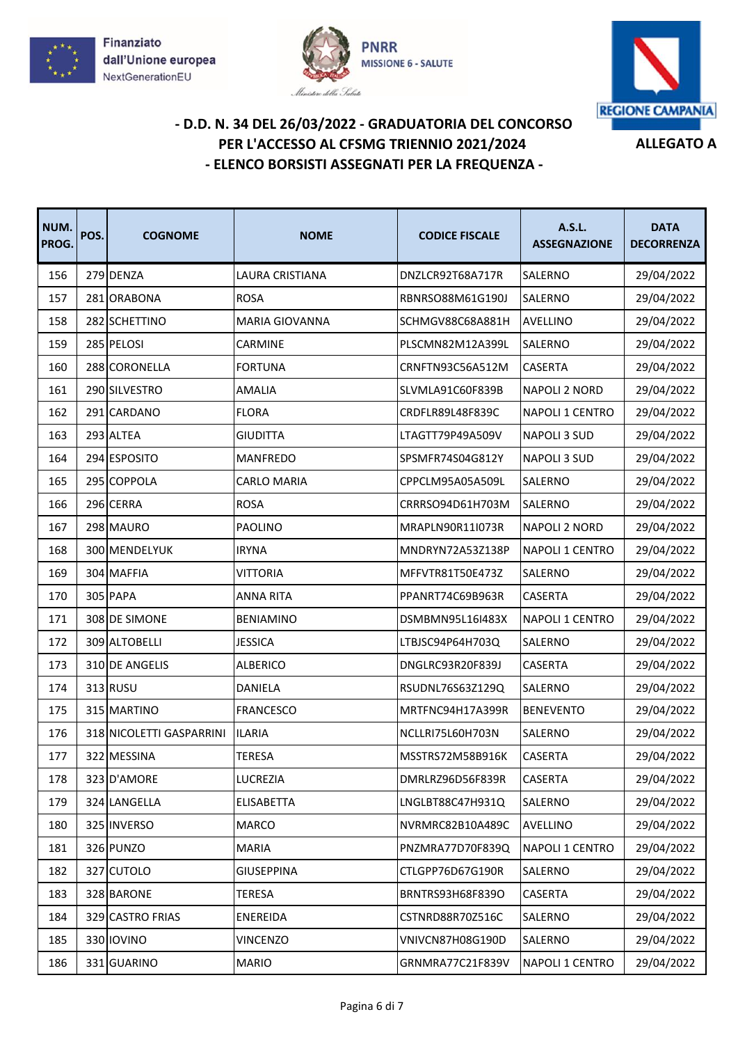Finanziato dall'Unione europea NextGenerationEU

PNRR MISSIONE 6 - SALUTE

REGIONE CAMPANIA

## - D.D. N. 34 DEL 26/03/2022 - GRADUATORIA DEL CONCORSO PER L'ACCESSO AL CFSMG TRIENNIO 2021/2024 - ELENCO BORSISTI ASSEGNATI PER LA FREQUENZA -

**ALLEGATO A**

| NUM. PROG. | POS. | COGNOME | NOME | CODICE FISCALE | A.S.L. ASSEGNAZIONE | DATA DECORRENZA |
|---|---|---|---|---|---|---|
| 156 | 279 | DENZA | LAURA CRISTIANA | DNZLCR92T68A717R | SALERNO | 29/04/2022 |
| 157 | 281 | ORABONA | ROSA | RBNRSO88M61G190J | SALERNO | 29/04/2022 |
| 158 | 282 | SCHETTINO | MARIA GIOVANNA | SCHMGV88C68A881H | AVELLINO | 29/04/2022 |
| 159 | 285 | PELOSI | CARMINE | PLSCMN82M12A399L | SALERNO | 29/04/2022 |
| 160 | 288 | CORONELLA | FORTUNA | CRNFTN93C56A512M | CASERTA | 29/04/2022 |
| 161 | 290 | SILVESTRO | AMALIA | SLVMLA91C60F839B | NAPOLI 2 NORD | 29/04/2022 |
| 162 | 291 | CARDANO | FLORA | CRDFLR89L48F839C | NAPOLI 1 CENTRO | 29/04/2022 |
| 163 | 293 | ALTEA | GIUDITTA | LTAGTT79P49A509V | NAPOLI 3 SUD | 29/04/2022 |
| 164 | 294 | ESPOSITO | MANFREDO | SPSMFR74S04G812Y | NAPOLI 3 SUD | 29/04/2022 |
| 165 | 295 | COPPOLA | CARLO MARIA | CPPCLM95A05A509L | SALERNO | 29/04/2022 |
| 166 | 296 | CERRA | ROSA | CRRRSO94D61H703M | SALERNO | 29/04/2022 |
| 167 | 298 | MAURO | PAOLINO | MRAPLN90R11I073R | NAPOLI 2 NORD | 29/04/2022 |
| 168 | 300 | MENDELYUK | IRYNA | MNDRYN72A53Z138P | NAPOLI 1 CENTRO | 29/04/2022 |
| 169 | 304 | MAFFIA | VITTORIA | MFFVTR81T50E473Z | SALERNO | 29/04/2022 |
| 170 | 305 | PAPA | ANNA RITA | PPANRT74C69B963R | CASERTA | 29/04/2022 |
| 171 | 308 | DE SIMONE | BENIAMINO | DSMBMN95L16I483X | NAPOLI 1 CENTRO | 29/04/2022 |
| 172 | 309 | ALTOBELLI | JESSICA | LTBJSC94P64H703Q | SALERNO | 29/04/2022 |
| 173 | 310 | DE ANGELIS | ALBERICO | DNGLRC93R20F839J | CASERTA | 29/04/2022 |
| 174 | 313 | RUSU | DANIELA | RSUDNL76S63Z129Q | SALERNO | 29/04/2022 |
| 175 | 315 | MARTINO | FRANCESCO | MRTFNC94H17A399R | BENEVENTO | 29/04/2022 |
| 176 | 318 | NICOLETTI GASPARRINI | ILARIA | NCLLRI75L60H703N | SALERNO | 29/04/2022 |
| 177 | 322 | MESSINA | TERESA | MSSTRS72M58B916K | CASERTA | 29/04/2022 |
| 178 | 323 | D'AMORE | LUCREZIA | DMRLRZ96D56F839R | CASERTA | 29/04/2022 |
| 179 | 324 | LANGELLA | ELISABETTA | LNGLBT88C47H931Q | SALERNO | 29/04/2022 |
| 180 | 325 | INVERSO | MARCO | NVRMRC82B10A489C | AVELLINO | 29/04/2022 |
| 181 | 326 | PUNZO | MARIA | PNZMRA77D70F839Q | NAPOLI 1 CENTRO | 29/04/2022 |
| 182 | 327 | CUTOLO | GIUSEPPINA | CTLGPP76D67G190R | SALERNO | 29/04/2022 |
| 183 | 328 | BARONE | TERESA | BRNTRS93H68F839O | CASERTA | 29/04/2022 |
| 184 | 329 | CASTRO FRIAS | ENEREIDA | CSTNRD88R70Z516C | SALERNO | 29/04/2022 |
| 185 | 330 | IOVINO | VINCENZO | VNIVCN87H08G190D | SALERNO | 29/04/2022 |
| 186 | 331 | GUARINO | MARIO | GRNMRA77C21F839V | NAPOLI 1 CENTRO | 29/04/2022 |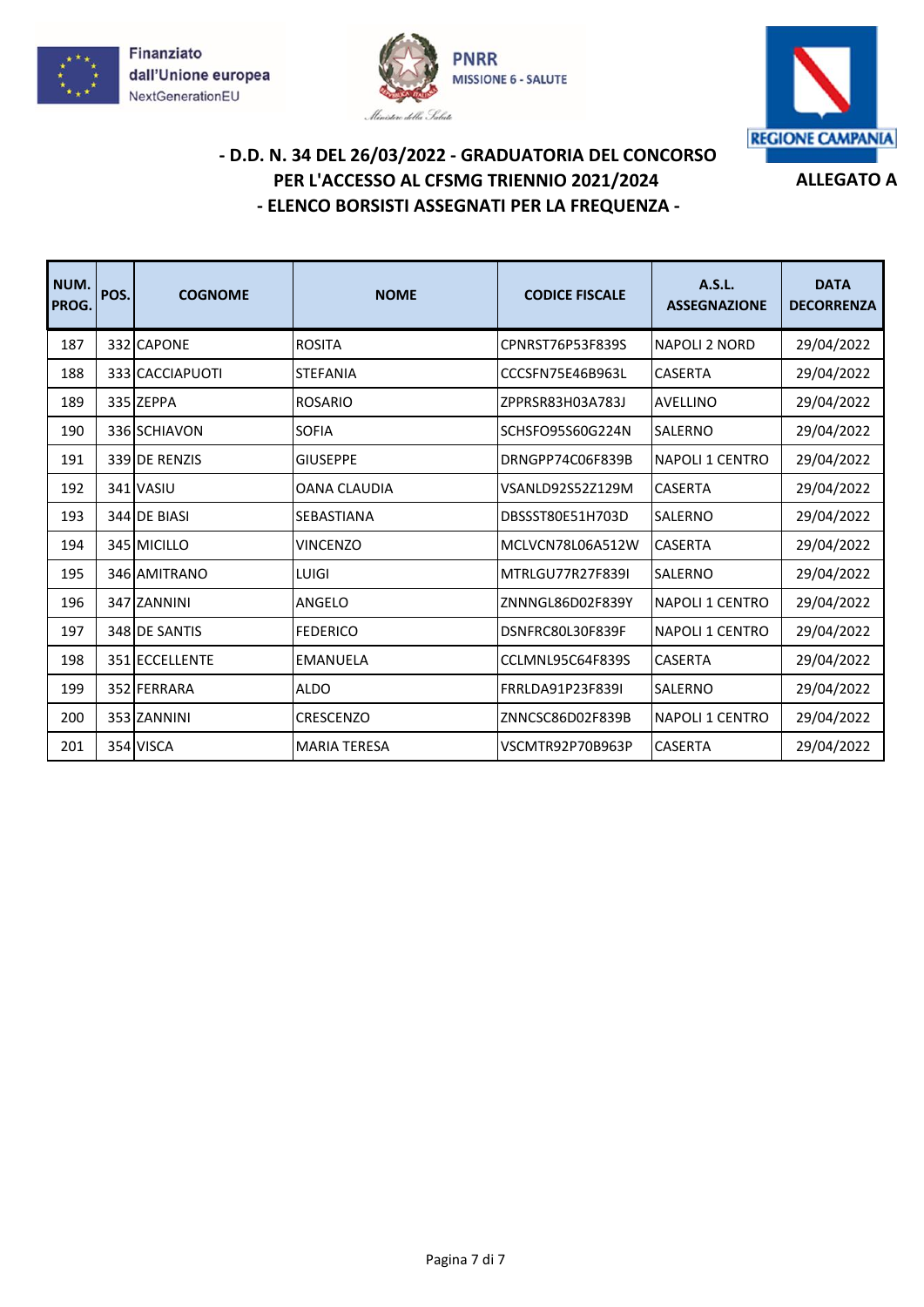Finanziato dall'Unione europea NextGenerationEU

PNRR MISSIONE 6 - SALUTE

REGIONE CAMPANIA

**ALLEGATO A**

## - D.D. N. 34 DEL 26/03/2022 - GRADUATORIA DEL CONCORSO PER L'ACCESSO AL CFSMG TRIENNIO 2021/2024 - ELENCO BORSISTI ASSEGNATI PER LA FREQUENZA -

| NUM. PROG. | POS. | COGNOME | NOME | CODICE FISCALE | A.S.L. ASSEGNAZIONE | DATA DECORRENZA |
|---|---|---|---|---|---|---|
| 187 | 332 | CAPONE | ROSITA | CPNRST76P53F839S | NAPOLI 2 NORD | 29/04/2022 |
| 188 | 333 | CACCIAPUOTI | STEFANIA | CCCSFN75E46B963L | CASERTA | 29/04/2022 |
| 189 | 335 | ZEPPA | ROSARIO | ZPPRSR83H03A783J | AVELLINO | 29/04/2022 |
| 190 | 336 | SCHIAVON | SOFIA | SCHSFO95S60G224N | SALERNO | 29/04/2022 |
| 191 | 339 | DE RENZIS | GIUSEPPE | DRNGPP74C06F839B | NAPOLI 1 CENTRO | 29/04/2022 |
| 192 | 341 | VASIU | OANA CLAUDIA | VSANLD92S52Z129M | CASERTA | 29/04/2022 |
| 193 | 344 | DE BIASI | SEBASTIANA | DBSSST80E51H703D | SALERNO | 29/04/2022 |
| 194 | 345 | MICILLO | VINCENZO | MCLVCN78L06A512W | CASERTA | 29/04/2022 |
| 195 | 346 | AMITRANO | LUIGI | MTRLGU77R27F839I | SALERNO | 29/04/2022 |
| 196 | 347 | ZANNINI | ANGELO | ZNNNGL86D02F839Y | NAPOLI 1 CENTRO | 29/04/2022 |
| 197 | 348 | DE SANTIS | FEDERICO | DSNFRC80L30F839F | NAPOLI 1 CENTRO | 29/04/2022 |
| 198 | 351 | ECCELLENTE | EMANUELA | CCLMNL95C64F839S | CASERTA | 29/04/2022 |
| 199 | 352 | FERRARA | ALDO | FRRLDA91P23F839I | SALERNO | 29/04/2022 |
| 200 | 353 | ZANNINI | CRESCENZO | ZNNCSC86D02F839B | NAPOLI 1 CENTRO | 29/04/2022 |
| 201 | 354 | VISCA | MARIA TERESA | VSCMTR92P70B963P | CASERTA | 29/04/2022 |